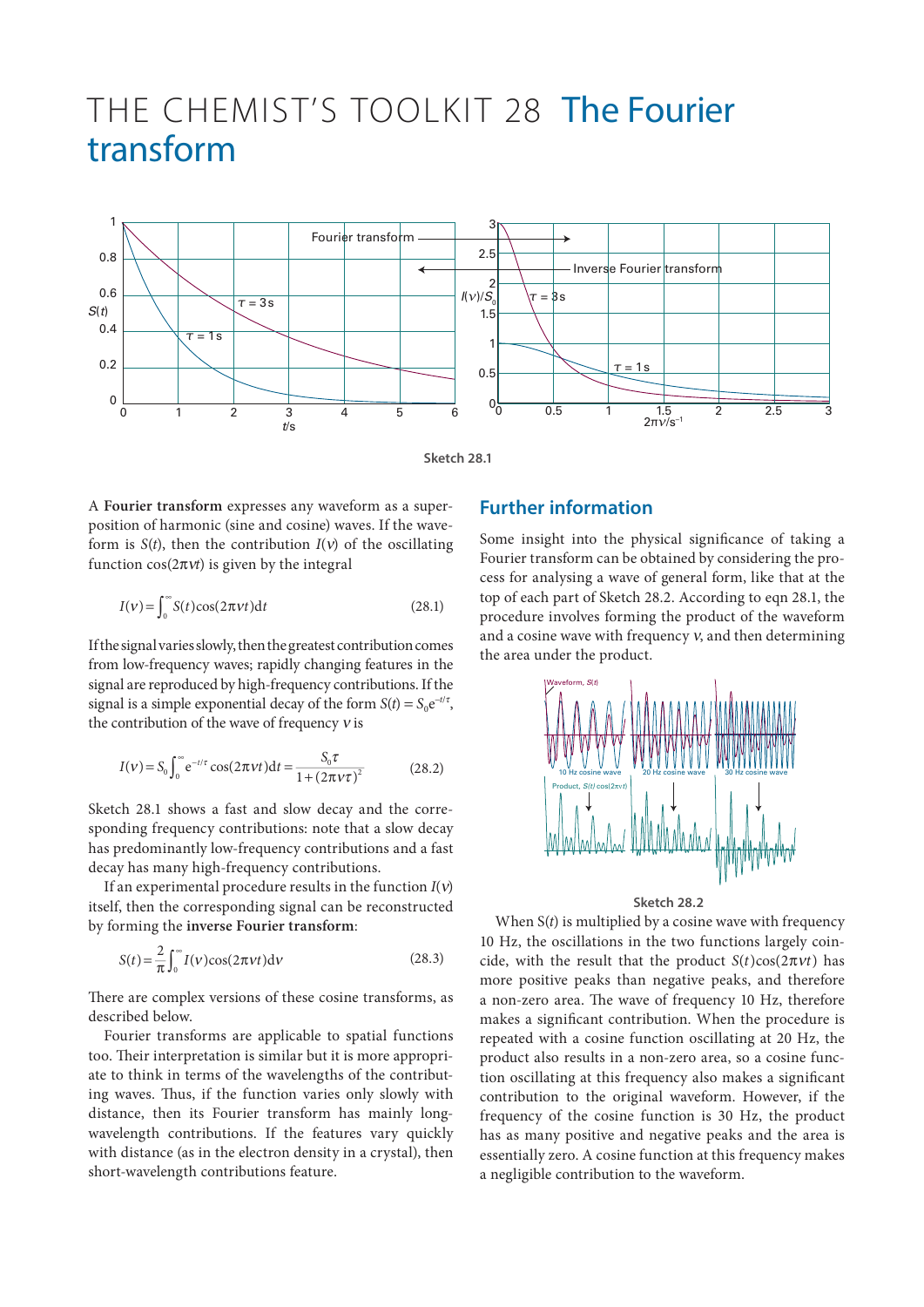# THE CHEMIST'S TOOLKIT 28 The Fourier transform

Sketch 28.1

A **Fourier transform** expresses any waveform as a superposition of harmonic (sine and cosine) waves. If the waveform is $S(t)$, then the contribution $I(\nu)$ of the oscillating function $\cos(2\pi\nu t)$ is given by the integral

$$I(\nu) = \int_0^\infty S(t)\cos(2\pi\nu t)\mathrm{d}t \tag{28.1}$$

If the signal varies slowly, then the greatest contribution comes from low-frequency waves; rapidly changing features in the signal are reproduced by high-frequency contributions. If the signal is a simple exponential decay of the form $S(t) = S_0 e^{-t/\tau}$, the contribution of the wave of frequency $\nu$ is

$$I(\nu) = S_0\int_0^\infty e^{-t/\tau}\cos(2\pi\nu t)\mathrm{d}t = \frac{S_0\tau}{1+(2\pi\nu\tau)^2} \tag{28.2}$$

Sketch 28.1 shows a fast and slow decay and the corresponding frequency contributions: note that a slow decay has predominantly low-frequency contributions and a fast decay has many high-frequency contributions.

If an experimental procedure results in the function $I(\nu)$ itself, then the corresponding signal can be reconstructed by forming the **inverse Fourier transform**:

$$S(t) = \frac{2}{\pi}\int_0^\infty I(\nu)\cos(2\pi\nu t)\mathrm{d}\nu \tag{28.3}$$

There are complex versions of these cosine transforms, as described below.

Fourier transforms are applicable to spatial functions too. Their interpretation is similar but it is more appropriate to think in terms of the wavelengths of the contributing waves. Thus, if the function varies only slowly with distance, then its Fourier transform has mainly long-wavelength contributions. If the features vary quickly with distance (as in the electron density in a crystal), then short-wavelength contributions feature.

## Further information

Some insight into the physical significance of taking a Fourier transform can be obtained by considering the process for analysing a wave of general form, like that at the top of each part of Sketch 28.2. According to eqn 28.1, the procedure involves forming the product of the waveform and a cosine wave with frequency $\nu$, and then determining the area under the product.

Sketch 28.2

When $S(t)$ is multiplied by a cosine wave with frequency 10 Hz, the oscillations in the two functions largely coincide, with the result that the product $S(t)\cos(2\pi\nu t)$ has more positive peaks than negative peaks, and therefore a non-zero area. The wave of frequency 10 Hz, therefore makes a significant contribution. When the procedure is repeated with a cosine function oscillating at 20 Hz, the product also results in a non-zero area, so a cosine function oscillating at this frequency also makes a significant contribution to the original waveform. However, if the frequency of the cosine function is 30 Hz, the product has as many positive and negative peaks and the area is essentially zero. A cosine function at this frequency makes a negligible contribution to the waveform.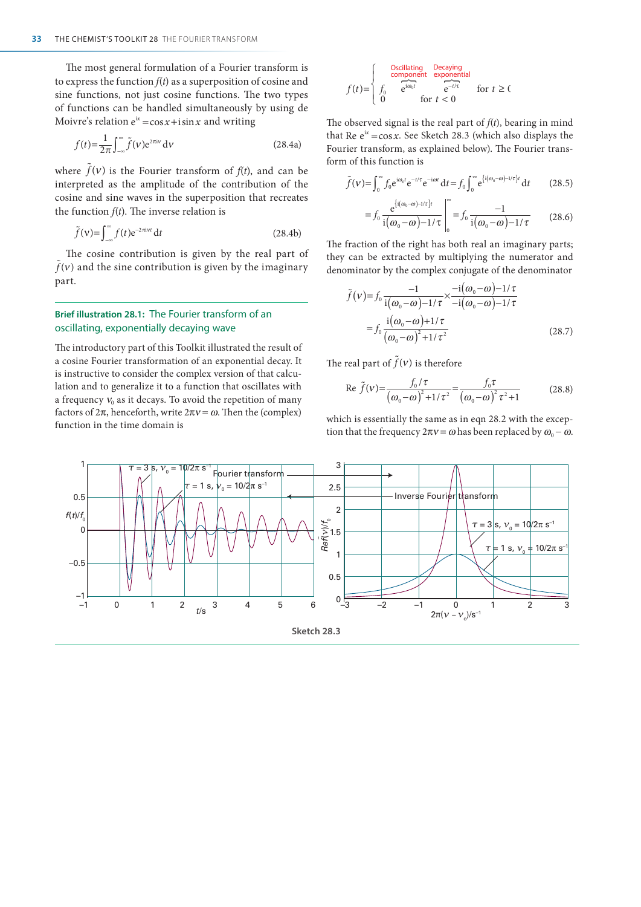The most general formulation of a Fourier transform is to express the function $f(t)$ as a superposition of cosine and sine functions, not just cosine functions. The two types of functions can be handled simultaneously by using de Moivre's relation $e^{ix} = \cos x + i\sin x$ and writing

$$f(t) = \frac{1}{2\pi}\int_{-\infty}^{\infty} \tilde{f}(\nu)e^{2\pi i\nu}\,d\nu \qquad (28.4a)$$

where $\tilde{f}(\nu)$ is the Fourier transform of $f(t)$, and can be interpreted as the amplitude of the contribution of the cosine and sine waves in the superposition that recreates the function $f(t)$. The inverse relation is

$$\tilde{f}(\nu) = \int_{-\infty}^{\infty} f(t)e^{-2\pi i\nu t}\,dt \qquad (28.4b)$$

The cosine contribution is given by the real part of $\tilde{f}(\nu)$ and the sine contribution is given by the imaginary part.

### Brief illustration 28.1: The Fourier transform of an oscillating, exponentially decaying wave

The introductory part of this Toolkit illustrated the result of a cosine Fourier transformation of an exponential decay. It is instructive to consider the complex version of that calculation and to generalize it to a function that oscillates with a frequency $\nu_0$ as it decays. To avoid the repetition of many factors of $2\pi$, henceforth, write $2\pi\nu = \omega$. Then the (complex) function in the time domain is

$$f(t) = \begin{cases} f_0 \overbrace{e^{i\omega_0 t}}^{\text{Oscillating component}} \overbrace{e^{-t/\tau}}^{\text{Decaying exponential}} & \text{for } t \geq 0 \\ 0 & \text{for } t < 0 \end{cases}$$

The observed signal is the real part of $f(t)$, bearing in mind that $\text{Re}\, e^{ix} = \cos x$. See Sketch 28.3 (which also displays the Fourier transform, as explained below). The Fourier transform of this function is

$$\tilde{f}(\nu) = \int_0^{\infty} f_0 e^{i\omega_0 t}e^{-t/\tau}e^{-i\omega t}\,dt = f_0\int_0^{\infty} e^{\{i(\omega_0-\omega)-1/\tau\}t}\,dt \qquad (28.5)$$

$$= f_0 \frac{e^{\{i(\omega_0-\omega)-1/\tau\}t}}{i(\omega_0-\omega)-1/\tau}\Bigg|_0^{\infty} = f_0\frac{-1}{i(\omega_0-\omega)-1/\tau} \qquad (28.6)$$

The fraction of the right has both real an imaginary parts; they can be extracted by multiplying the numerator and denominator by the complex conjugate of the denominator

$$\tilde{f}(\nu) = f_0\frac{-1}{i(\omega_0-\omega)-1/\tau}\times\frac{-i(\omega_0-\omega)-1/\tau}{-i(\omega_0-\omega)-1/\tau}$$

$$= f_0\frac{i(\omega_0-\omega)+1/\tau}{(\omega_0-\omega)^2+1/\tau^2} \qquad (28.7)$$

The real part of $\tilde{f}(\nu)$ is therefore

$$\text{Re}\,\tilde{f}(\nu) = \frac{f_0/\tau}{(\omega_0-\omega)^2+1/\tau^2} = \frac{f_0\tau}{(\omega_0-\omega)^2\tau^2+1} \qquad (28.8)$$

which is essentially the same as in eqn 28.2 with the exception that the frequency $2\pi\nu = \omega$ has been replaced by $\omega_0 - \omega$.

$\tau$ = 3 s, $\nu_0$ = 10/2π s$^{-1}$

$\tau$ = 1 s, $\nu_0$ = 10/2π s$^{-1}$

Fourier transform

Inverse Fourier transform

$f(t)/f_0$

$t$/s

Re$\tilde{f}(\nu)/f_0$

$2\pi(\nu - \nu_0)$/s$^{-1}$

Sketch 28.3